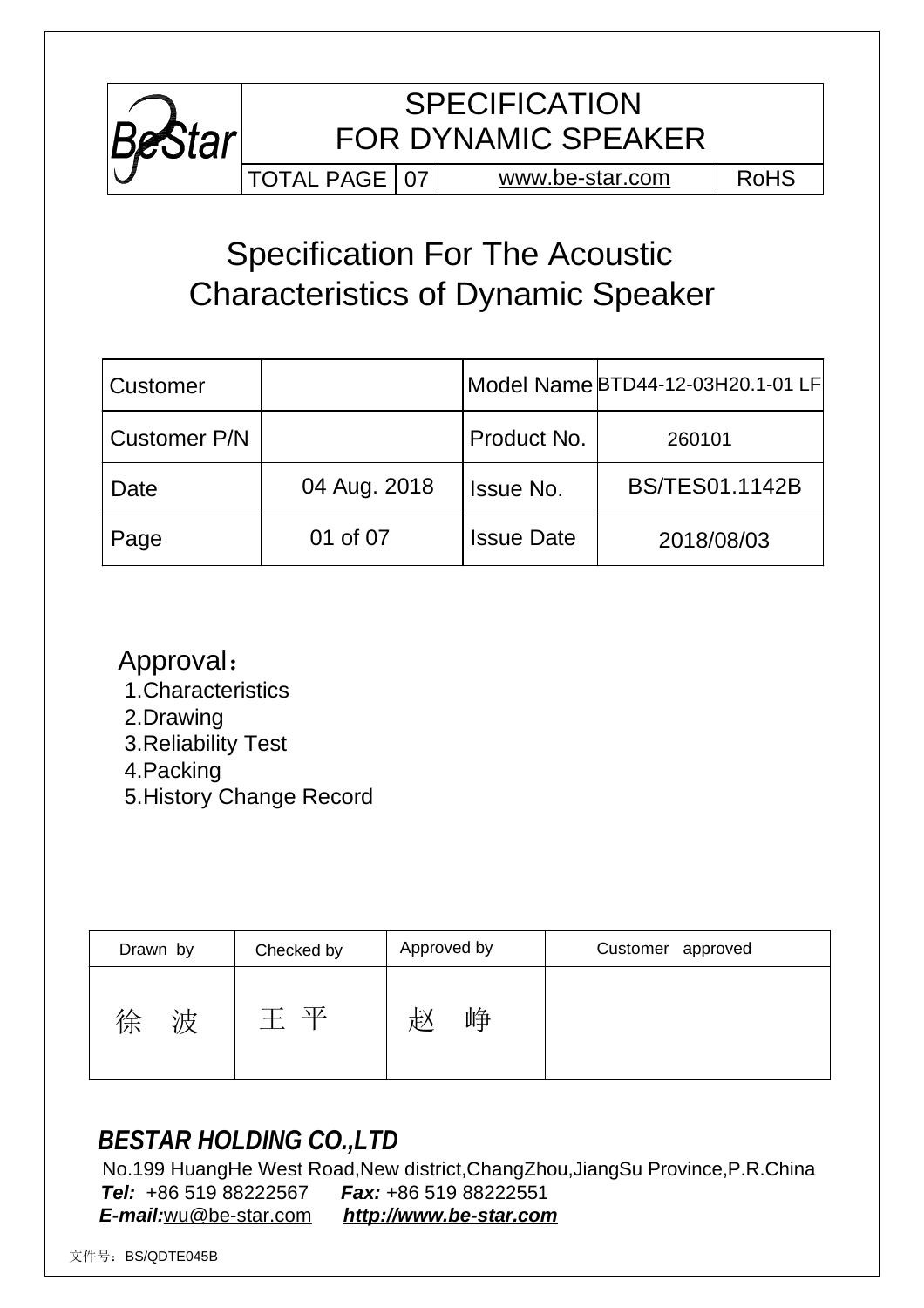| BeStar | SPECIFICATION FOR DYNAMIC SPEAKER | | | |
|---|---|---|---|---|
| | TOTAL PAGE | 07 | www.be-star.com | RoHS |

# Specification For The Acoustic Characteristics of Dynamic Speaker

| Customer | | Model Name | BTD44-12-03H20.1-01 LF |
|---|---|---|---|
| Customer P/N | | Product No. | 260101 |
| Date | 04 Aug. 2018 | Issue No. | BS/TES01.1142B |
| Page | 01 of 07 | Issue Date | 2018/08/03 |

Approval：

1.Characteristics
2.Drawing
3.Reliability Test
4.Packing
5.History Change Record

| Drawn by | Checked by | Approved by | Customer approved |
|---|---|---|---|
| 徐 波 | 王 平 | 赵 峥 | |

## *BESTAR HOLDING CO.,LTD*

No.199 HuangHe West Road,New district,ChangZhou,JiangSu Province,P.R.China
***Tel:*** +86 519 88222567 ***Fax:*** +86 519 88222551
***E-mail:***wu@be-star.com ***http://www.be-star.com***

文件号：BS/QDTE045B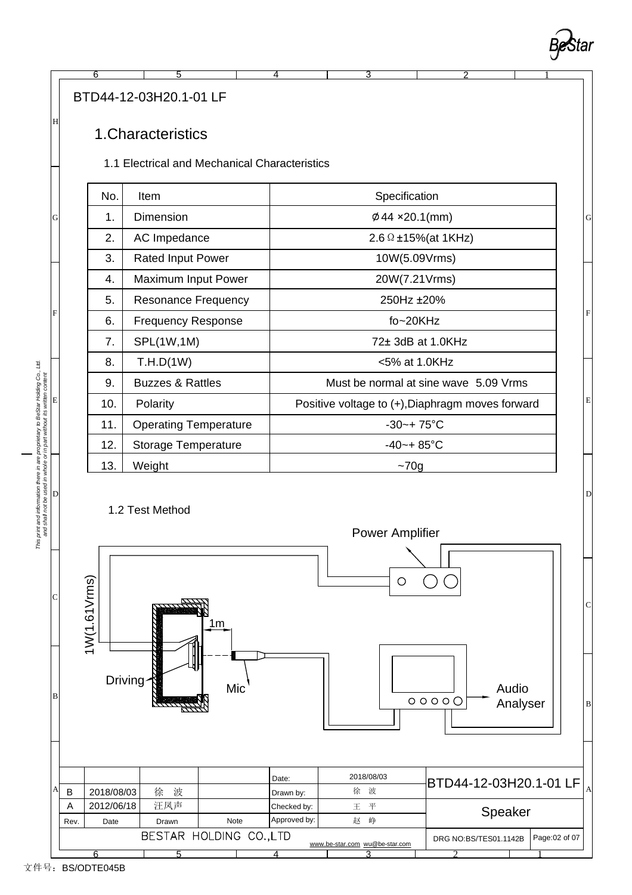BTD44-12-03H20.1-01 LF

# 1.Characteristics

## 1.1 Electrical and Mechanical Characteristics

| No. | Item | Specification |
|---|---|---|
| 1. | Dimension | ∅44 ×20.1(mm) |
| 2. | AC Impedance | 2.6Ω±15%(at 1KHz) |
| 3. | Rated Input Power | 10W(5.09Vrms) |
| 4. | Maximum Input Power | 20W(7.21Vrms) |
| 5. | Resonance Frequency | 250Hz ±20% |
| 6. | Frequency Response | fo~20KHz |
| 7. | SPL(1W,1M) | 72± 3dB at 1.0KHz |
| 8. | T.H.D(1W) | <5% at 1.0KHz |
| 9. | Buzzes & Rattles | Must be normal at sine wave 5.09 Vrms |
| 10. | Polarity | Positive voltage to (+),Diaphragm moves forward |
| 11. | Operating Temperature | -30~+ 75°C |
| 12. | Storage Temperature | -40~+ 85°C |
| 13. | Weight | ~70g |

## 1.2 Test Method

Power Amplifier

1W(1.61Vrms)

1m

Driving

Mic

Audio Analyser

| | | | | Date: | 2018/08/03 | BTD44-12-03H20.1-01 LF | |
|---|---|---|---|---|---|---|---|
| B | 2018/08/03 | 徐 波 | | Drawn by: | 徐 波 | | |
| A | 2012/06/18 | 汪凤声 | | Checked by: | 王 平 | Speaker | |
| Rev. | Date | Drawn | Note | Approved by: | 赵 峥 | | |
| BESTAR HOLDING CO.,LTD | | | | | www.be-star.com wu@be-star.com | DRG NO:BS/TES01.1142B | Page:02 of 07 |

文件号：BS/ODTE045B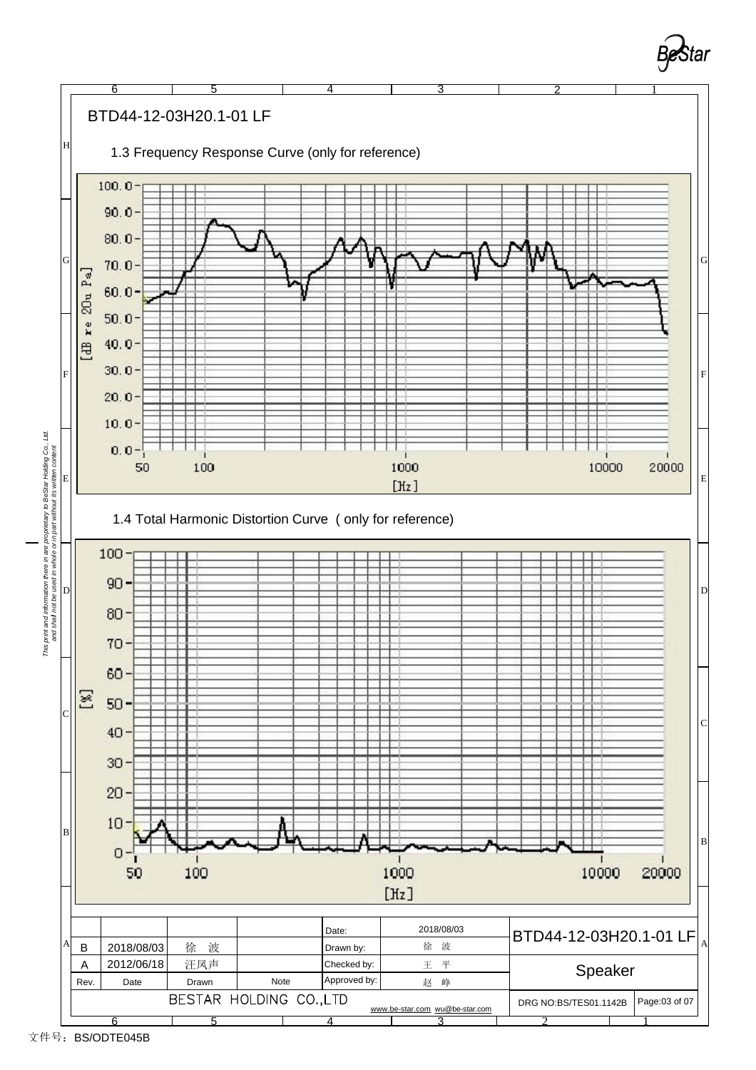BTD44-12-03H20.1-01 LF

### 1.3 Frequency Response Curve (only for reference)

[dB re 20u Pa]

100.0, 90.0, 80.0, 70.0, 60.0, 50.0, 40.0, 30.0, 20.0, 10.0, 0.0

50, 100, 1000, 10000, 20000

[Hz]

### 1.4 Total Harmonic Distortion Curve ( only for reference)

[%]

100, 90, 80, 70, 60, 50, 40, 30, 20, 10, 0

50, 100, 1000, 10000, 20000

[Hz]

*This print and information there in are proprietary to BeStar Holding Co., Ltd. and shall not be used in whole or in part without its written content*

|  |  |  |  | Date: | 2018/08/03 | BTD44-12-03H20.1-01 LF |  |
|---|---|---|---|---|---|---|---|
| B | 2018/08/03 | 徐 波 |  | Drawn by: | 徐 波 |  |  |
| A | 2012/06/18 | 汪凤声 |  | Checked by: | 王 平 | Speaker |  |
| Rev. | Date | Drawn | Note | Approved by: | 赵 峥 |  |  |
| BESTAR HOLDING CO.,LTD |  |  |  | www.be-star.com wu@be-star.com |  | DRG NO:BS/TES01.1142B | Page:03 of 07 |

文件号：BS/ODTE045B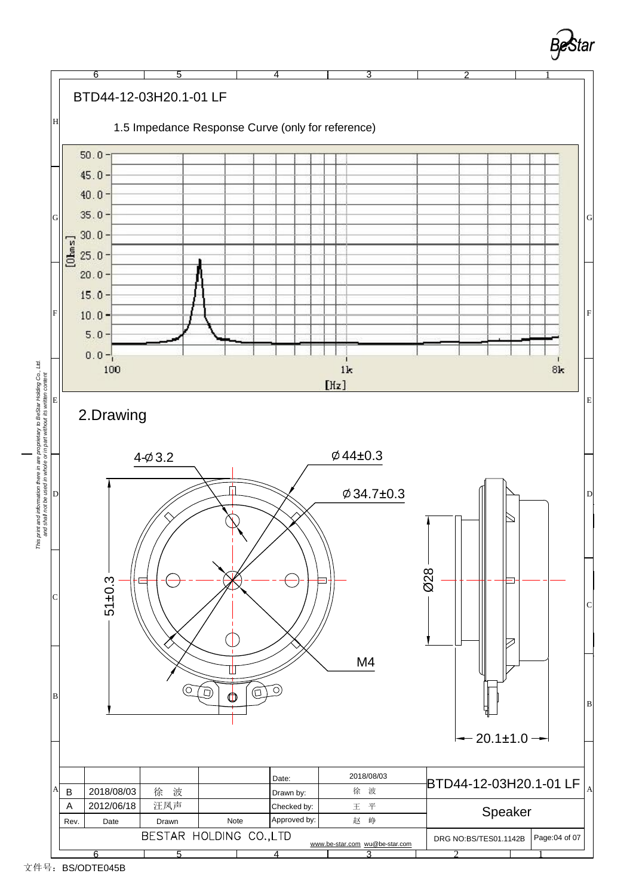BTD44-12-03H20.1-01 LF

### 1.5 Impedance Response Curve (only for reference)

[Ohms] 50.0, 45.0, 40.0, 35.0, 30.0, 25.0, 20.0, 15.0, 10.0, 5.0, 0.0

100 1k 8k [Hz]

## 2.Drawing

4-Ø3.2

Ø44±0.3

Ø34.7±0.3

51±0.3

Ø28

M4

20.1±1.0

|  |  |  |  | Date: | 2018/08/03 | BTD44-12-03H20.1-01 LF | |
|---|---|---|---|---|---|---|---|
| B | 2018/08/03 | 徐 波 |  | Drawn by: | 徐 波 | | |
| A | 2012/06/18 | 汪凤声 |  | Checked by: | 王 平 | Speaker | |
| Rev. | Date | Drawn | Note | Approved by: | 赵 峥 | | |
| BESTAR HOLDING CO.,LTD | | | | www.be-star.com wu@be-star.com | | DRG NO:BS/TES01.1142B | Page:04 of 07 |

This print and information there in are proprietary to BeStar Holding Co., Ltd. and shall not be used in whole or in part without its written content

文件号：BS/ODTE045B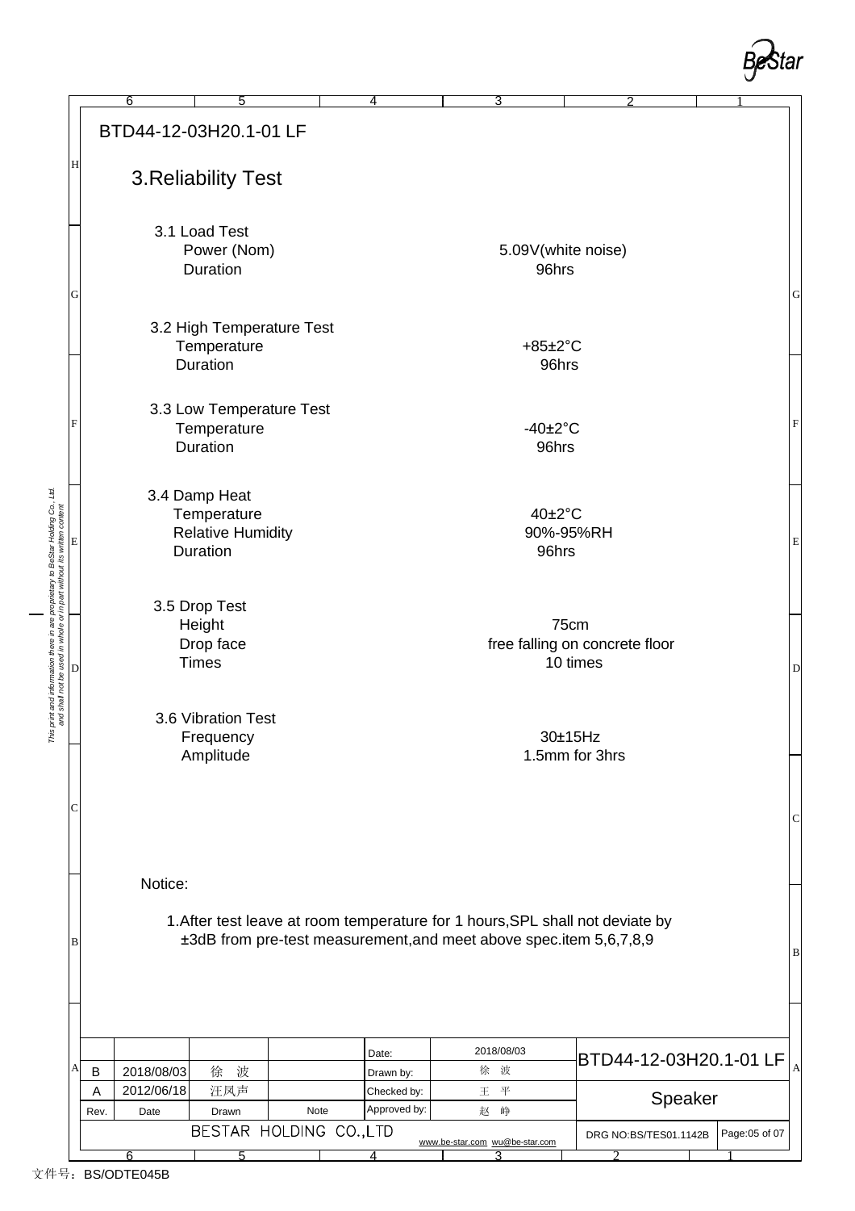BTD44-12-03H20.1-01 LF

## 3.Reliability Test

3.1 Load Test

| | |
|---|---|
| Power (Nom) | 5.09V(white noise) |
| Duration | 96hrs |

3.2 High Temperature Test

| | |
|---|---|
| Temperature | +85±2°C |
| Duration | 96hrs |

3.3 Low Temperature Test

| | |
|---|---|
| Temperature | -40±2°C |
| Duration | 96hrs |

3.4 Damp Heat

| | |
|---|---|
| Temperature | 40±2°C |
| Relative Humidity | 90%-95%RH |
| Duration | 96hrs |

3.5 Drop Test

| | |
|---|---|
| Height | 75cm |
| Drop face | free falling on concrete floor |
| Times | 10 times |

3.6 Vibration Test

| | |
|---|---|
| Frequency | 30±15Hz |
| Amplitude | 1.5mm for 3hrs |

Notice:

1.After test leave at room temperature for 1 hours,SPL shall not deviate by ±3dB from pre-test measurement,and meet above spec.item 5,6,7,8,9

| | | | | Date: | 2018/08/03 | BTD44-12-03H20.1-01 LF | |
|---|---|---|---|---|---|---|---|
| B | 2018/08/03 | 徐 波 | | Drawn by: | 徐 波 | | |
| A | 2012/06/18 | 汪凤声 | | Checked by: | 王 平 | Speaker | |
| Rev. | Date | Drawn | Note | Approved by: | 赵 峥 | | |
| BESTAR HOLDING CO.,LTD | | | | | www.be-star.com wu@be-star.com | DRG NO:BS/TES01.1142B | Page:05 of 07 |

This print and information there in are proprietary to BeStar Holding Co., Ltd. and shall not be used in whole or in part without its written content

文件号：BS/ODTE045B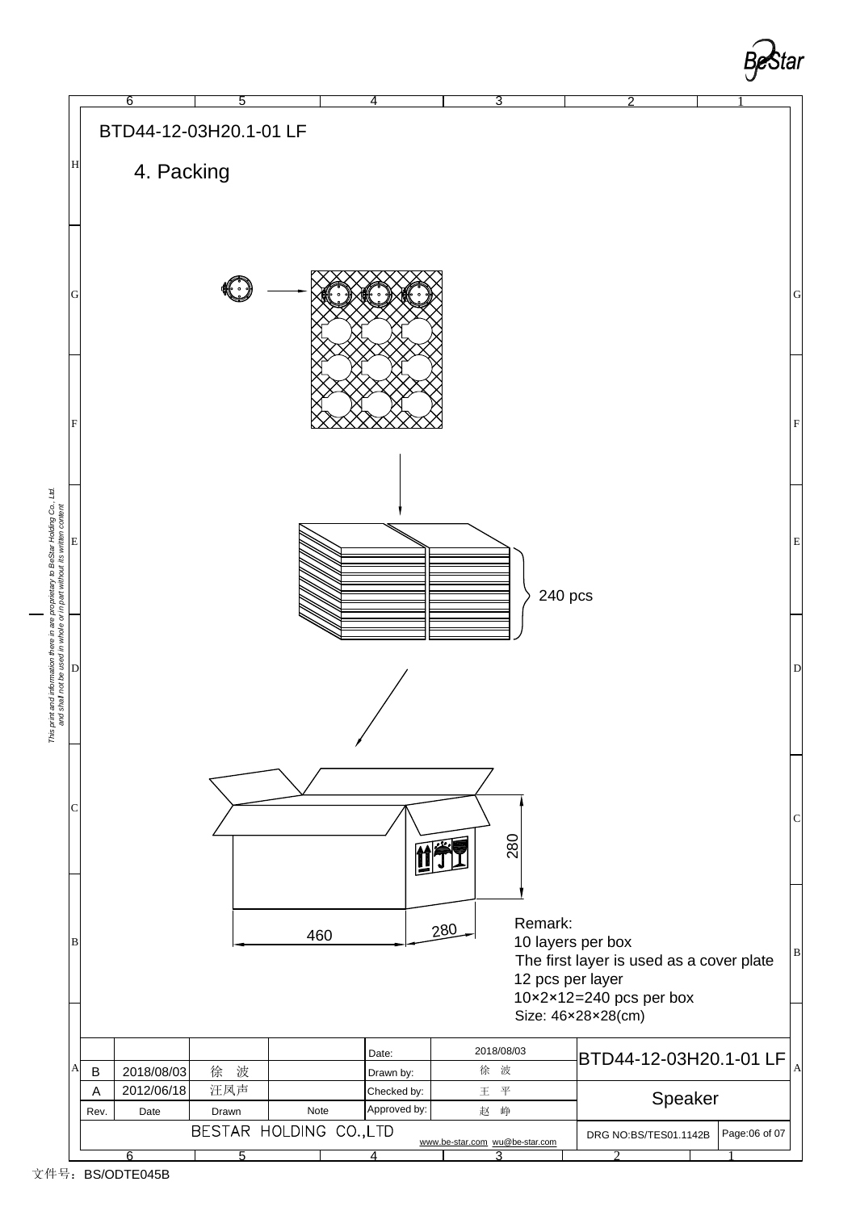BTD44-12-03H20.1-01 LF

## 4. Packing

240 pcs

280

280

460

Remark:
10 layers per box
The first layer is used as a cover plate
12 pcs per layer
10×2×12=240 pcs per box
Size: 46×28×28(cm)

| Rev. | Date | Drawn | Note | | |
|---|---|---|---|---|---|
| | | | | Date: | 2018/08/03 |
| B | 2018/08/03 | 徐 波 | | Drawn by: | 徐 波 |
| A | 2012/06/18 | 汪凤声 | | Checked by: | 王 平 |
| | | | | Approved by: | 赵 峥 |

BTD44-12-03H20.1-01 LF

Speaker

BESTAR HOLDING CO.,LTD

www.be-star.com wu@be-star.com

DRG NO:BS/TES01.1142B

*This print and information there in are proprietary to BeStar Holding Co., Ltd. and shall not be used in whole or in part without its written content*

文件号：BS/ODTE045B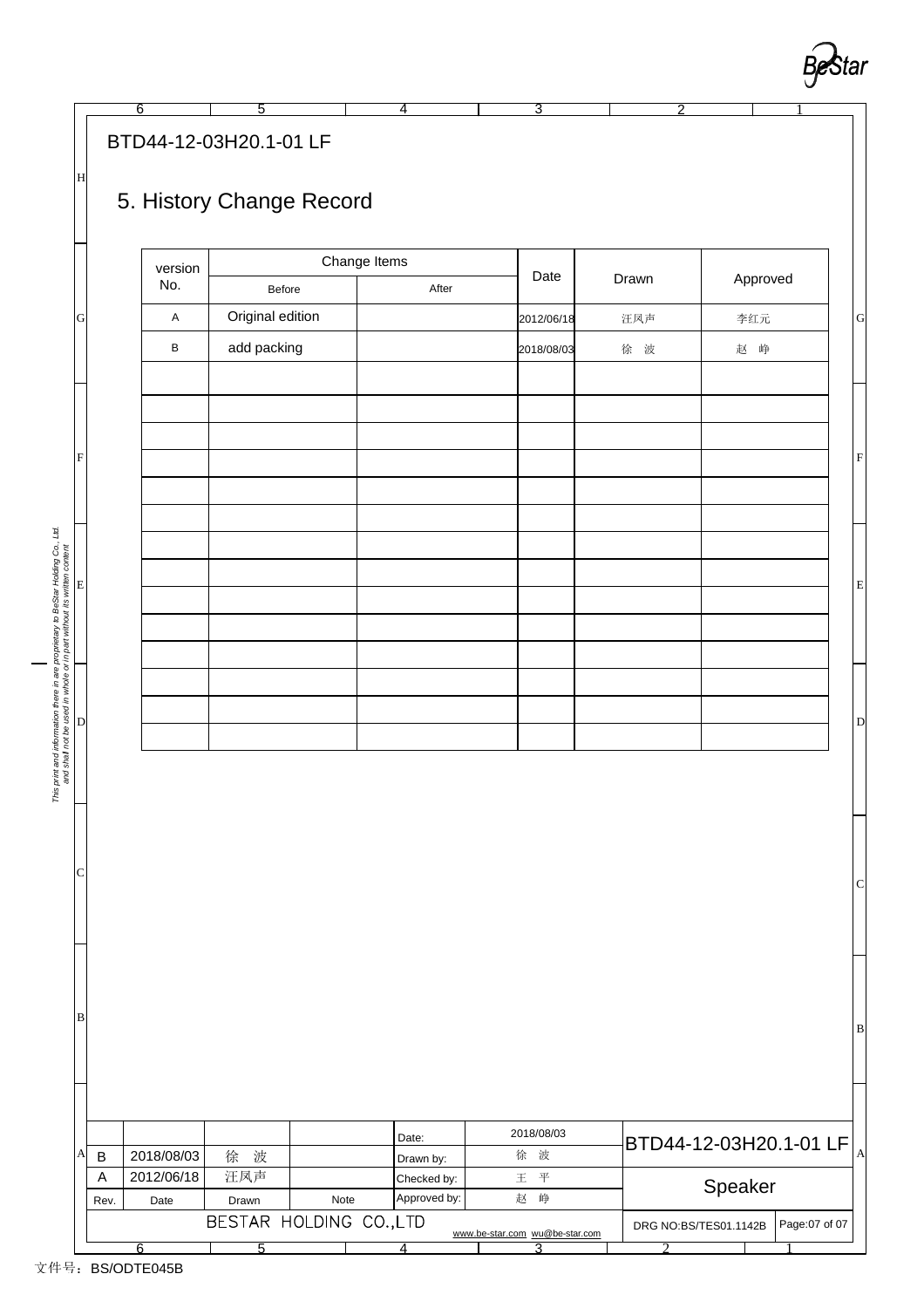BTD44-12-03H20.1-01 LF

## 5. History Change Record

| version No. | Change Items | | Date | Drawn | Approved |
|---|---|---|---|---|---|
| | Before | After | | | |
| A | Original edition | | 2012/06/18 | 汪风声 | 李红元 |
| B | add packing | | 2018/08/03 | 徐 波 | 赵 峥 |
| | | | | | |
| | | | | | |
| | | | | | |
| | | | | | |
| | | | | | |
| | | | | | |
| | | | | | |
| | | | | | |
| | | | | | |
| | | | | | |
| | | | | | |
| | | | | | |
| | | | | | |
| | | | | | |

This print and information there in are proprietary to BeStar Holding Co., Ltd. and shall not be used in whole or in part without its written content

| Rev. | Date | Drawn | Note | | |
|---|---|---|---|---|---|
| B | 2018/08/03 | 徐 波 | | Date: | 2018/08/03 |
| A | 2012/06/18 | 汪风声 | | Drawn by: | 徐 波 |
| | | | | Checked by: | 王 平 |
| | | | | Approved by: | 赵 峥 |

BTD44-12-03H20.1-01 LF

Speaker

BESTAR HOLDING CO.,LTD

www.be-star.com wu@be-star.com

DRG NO:BS/TES01.1142B

文件号：BS/ODTE045B